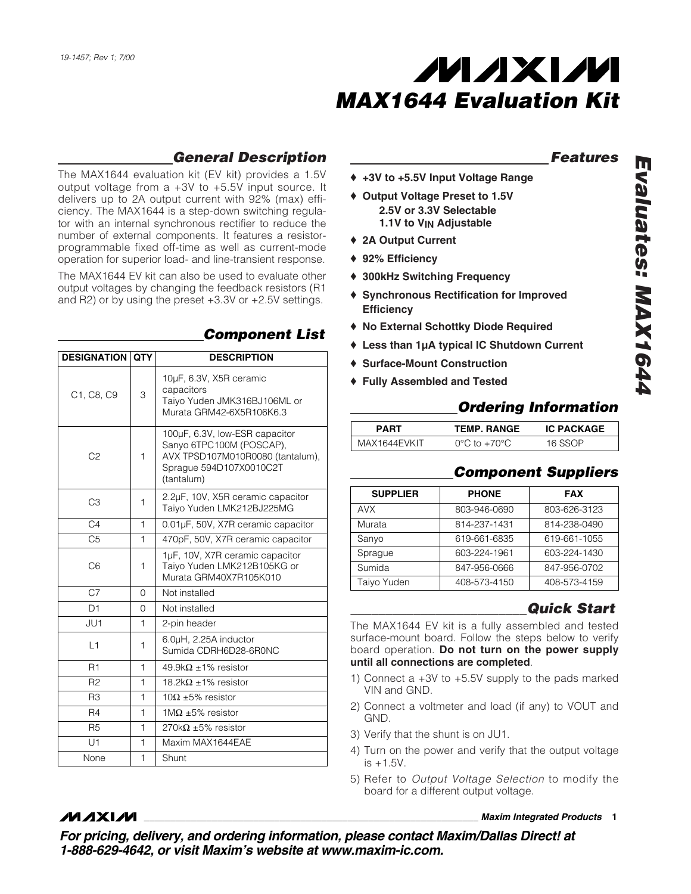# MAX1644 Evaluation Kit

## General Description

The MAX1644 evaluation kit (EV kit) provides a 1.5V output voltage from a +3V to +5.5V input source. It delivers up to 2A output current with 92% (max) efficiency. The MAX1644 is a step-down switching regulator with an internal synchronous rectifier to reduce the number of external components. It features a resistor-programmable fixed off-time as well as current-mode operation for superior load- and line-transient response.

The MAX1644 EV kit can also be used to evaluate other output voltages by changing the feedback resistors (R1 and R2) or by using the preset +3.3V or +2.5V settings.

## Component List

| DESIGNATION | QTY | DESCRIPTION |
|---|---|---|
| C1, C8, C9 | 3 | 10µF, 6.3V, X5R ceramic capacitors Taiyo Yuden JMK316BJ106ML or Murata GRM42-6X5R106K6.3 |
| C2 | 1 | 100µF, 6.3V, low-ESR capacitor Sanyo 6TPC100M (POSCAP), AVX TPSD107M010R0080 (tantalum), Sprague 594D107X0010C2T (tantalum) |
| C3 | 1 | 2.2µF, 10V, X5R ceramic capacitor Taiyo Yuden LMK212BJ225MG |
| C4 | 1 | 0.01µF, 50V, X7R ceramic capacitor |
| C5 | 1 | 470pF, 50V, X7R ceramic capacitor |
| C6 | 1 | 1µF, 10V, X7R ceramic capacitor Taiyo Yuden LMK212B105KG or Murata GRM40X7R105K010 |
| C7 | 0 | Not installed |
| D1 | 0 | Not installed |
| JU1 | 1 | 2-pin header |
| L1 | 1 | 6.0µH, 2.25A inductor Sumida CDRH6D28-6R0NC |
| R1 | 1 | 49.9kΩ ±1% resistor |
| R2 | 1 | 18.2kΩ ±1% resistor |
| R3 | 1 | 10Ω ±5% resistor |
| R4 | 1 | 1MΩ ±5% resistor |
| R5 | 1 | 270kΩ ±5% resistor |
| U1 | 1 | Maxim MAX1644EAE |
| None | 1 | Shunt |

## Features

- ♦ **+3V to +5.5V Input Voltage Range**
- ♦ **Output Voltage Preset to 1.5V**
  **2.5V or 3.3V Selectable**
  **1.1V to $V_{IN}$ Adjustable**
- ♦ **2A Output Current**
- ♦ **92% Efficiency**
- ♦ **300kHz Switching Frequency**
- ♦ **Synchronous Rectification for Improved Efficiency**
- ♦ **No External Schottky Diode Required**
- ♦ **Less than 1µA typical IC Shutdown Current**
- ♦ **Surface-Mount Construction**
- ♦ **Fully Assembled and Tested**

## Ordering Information

| PART | TEMP. RANGE | IC PACKAGE |
|---|---|---|
| MAX1644EVKIT | 0°C to +70°C | 16 SSOP |

## Component Suppliers

| SUPPLIER | PHONE | FAX |
|---|---|---|
| AVX | 803-946-0690 | 803-626-3123 |
| Murata | 814-237-1431 | 814-238-0490 |
| Sanyo | 619-661-6835 | 619-661-1055 |
| Sprague | 603-224-1961 | 603-224-1430 |
| Sumida | 847-956-0666 | 847-956-0702 |
| Taiyo Yuden | 408-573-4150 | 408-573-4159 |

## Quick Start

The MAX1644 EV kit is a fully assembled and tested surface-mount board. Follow the steps below to verify board operation. **Do not turn on the power supply until all connections are completed**.

1) Connect a +3V to +5.5V supply to the pads marked VIN and GND.
2) Connect a voltmeter and load (if any) to VOUT and GND.
3) Verify that the shunt is on JU1.
4) Turn on the power and verify that the output voltage is +1.5V.
5) Refer to *Output Voltage Selection* to modify the board for a different output voltage.

***For pricing, delivery, and ordering information, please contact Maxim/Dallas Direct! at 1-888-629-4642, or visit Maxim's website at www.maxim-ic.com.***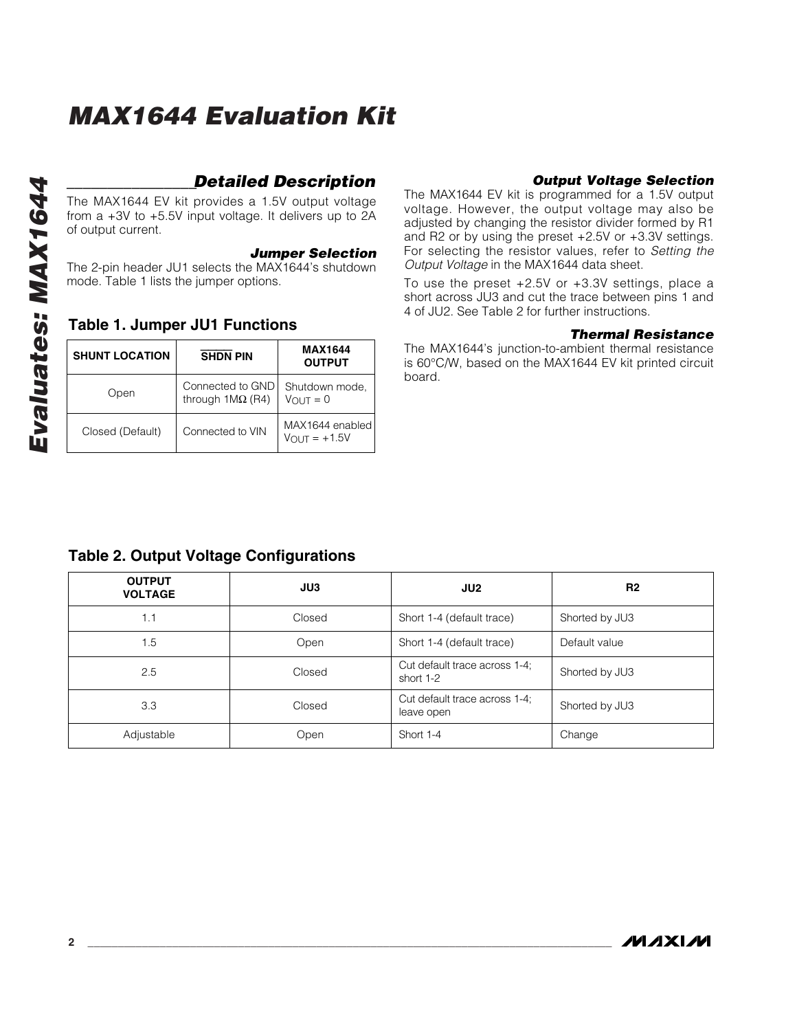# MAX1644 Evaluation Kit

## Detailed Description

The MAX1644 EV kit provides a 1.5V output voltage from a +3V to +5.5V input voltage. It delivers up to 2A of output current.

### *Jumper Selection*

The 2-pin header JU1 selects the MAX1644's shutdown mode. Table 1 lists the jumper options.

### Table 1. Jumper JU1 Functions

| SHUNT LOCATION | $\overline{\text{SHDN}}$ PIN | MAX1644 OUTPUT |
|---|---|---|
| Open | Connected to GND through 1MΩ (R4) | Shutdown mode, $V_{OUT}$ = 0 |
| Closed (Default) | Connected to VIN | MAX1644 enabled $V_{OUT}$ = +1.5V |

### *Output Voltage Selection*

The MAX1644 EV kit is programmed for a 1.5V output voltage. However, the output voltage may also be adjusted by changing the resistor divider formed by R1 and R2 or by using the preset +2.5V or +3.3V settings. For selecting the resistor values, refer to *Setting the Output Voltage* in the MAX1644 data sheet.

To use the preset +2.5V or +3.3V settings, place a short across JU3 and cut the trace between pins 1 and 4 of JU2. See Table 2 for further instructions.

### *Thermal Resistance*

The MAX1644's junction-to-ambient thermal resistance is 60°C/W, based on the MAX1644 EV kit printed circuit board.

### Table 2. Output Voltage Configurations

| OUTPUT VOLTAGE | JU3 | JU2 | R2 |
|---|---|---|---|
| 1.1 | Closed | Short 1-4 (default trace) | Shorted by JU3 |
| 1.5 | Open | Short 1-4 (default trace) | Default value |
| 2.5 | Closed | Cut default trace across 1-4; short 1-2 | Shorted by JU3 |
| 3.3 | Closed | Cut default trace across 1-4; leave open | Shorted by JU3 |
| Adjustable | Open | Short 1-4 | Change |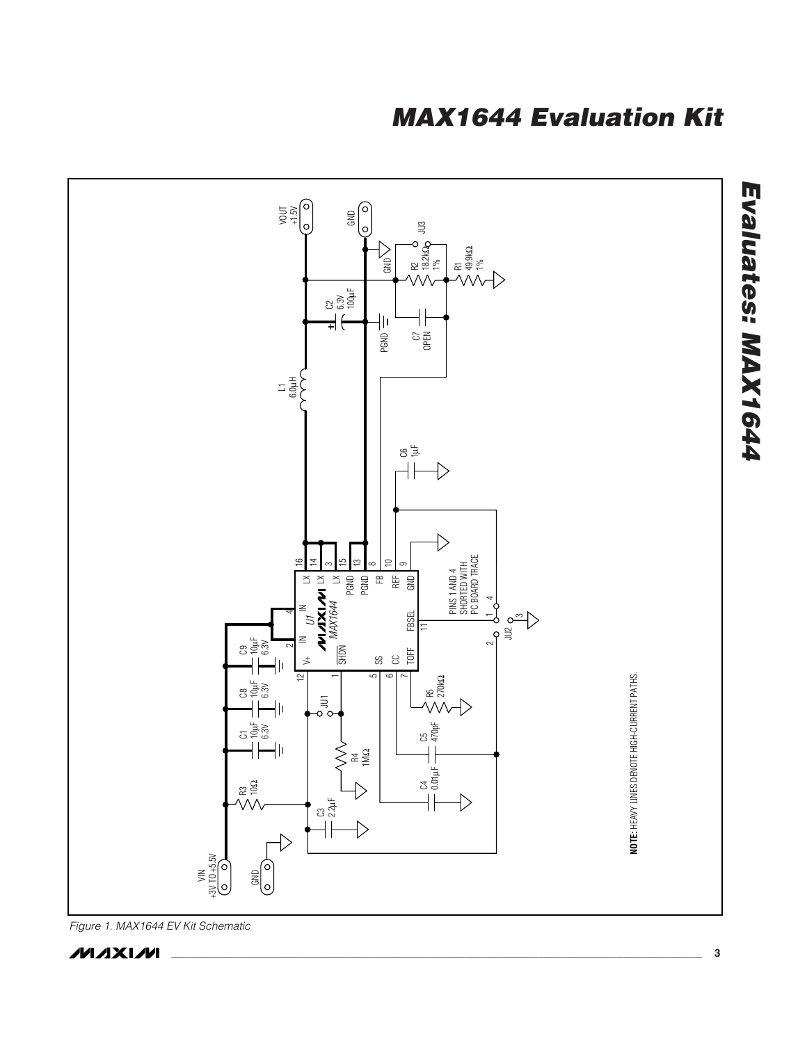# MAX1644 Evaluation Kit

Figure 1. MAX1644 EV Kit Schematic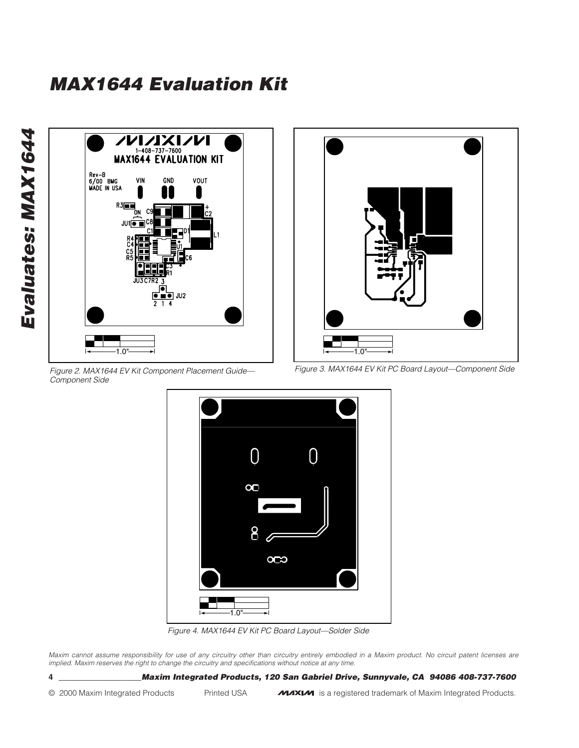# MAX1644 Evaluation Kit

Figure 2. MAX1644 EV Kit Component Placement Guide—Component Side

Figure 3. MAX1644 EV Kit PC Board Layout—Component Side

Figure 4. MAX1644 EV Kit PC Board Layout—Solder Side

*Maxim cannot assume responsibility for use of any circuitry other than circuitry entirely embodied in a Maxim product. No circuit patent licenses are implied. Maxim reserves the right to change the circuitry and specifications without notice at any time.*

***Maxim Integrated Products, 120 San Gabriel Drive, Sunnyvale, CA 94086 408-737-7600***

© 2000 Maxim Integrated Products     Printed USA     MAXIM is a registered trademark of Maxim Integrated Products.